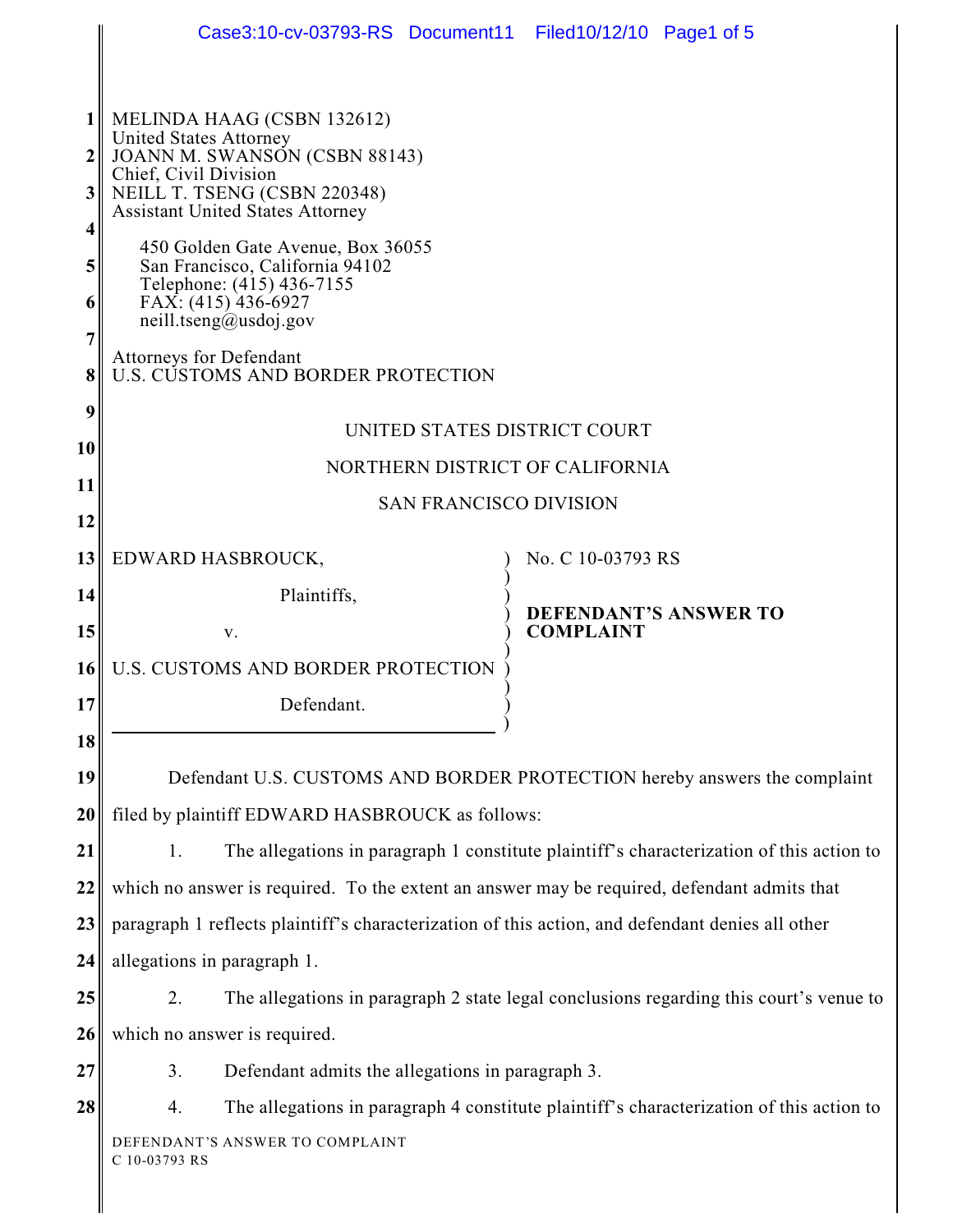MELINDA HAAG (CSBN 132612)
United States Attorney
JOANN M. SWANSON (CSBN 88143)
Chief, Civil Division
NEILL T. TSENG (CSBN 220348)
Assistant United States Attorney

450 Golden Gate Avenue, Box 36055
San Francisco, California 94102
Telephone: (415) 436-7155
FAX: (415) 436-6927
neill.tseng@usdoj.gov

Attorneys for Defendant
U.S. CUSTOMS AND BORDER PROTECTION

UNITED STATES DISTRICT COURT

NORTHERN DISTRICT OF CALIFORNIA

SAN FRANCISCO DIVISION

| | |
|---|---|
| EDWARD HASBROUCK,<br><br>Plaintiffs,<br><br>v.<br><br>U.S. CUSTOMS AND BORDER PROTECTION<br><br>Defendant. | No. C 10-03793 RS<br><br>**DEFENDANT'S ANSWER TO COMPLAINT** |

Defendant U.S. CUSTOMS AND BORDER PROTECTION hereby answers the complaint filed by plaintiff EDWARD HASBROUCK as follows:

1. The allegations in paragraph 1 constitute plaintiff's characterization of this action to which no answer is required. To the extent an answer may be required, defendant admits that paragraph 1 reflects plaintiff's characterization of this action, and defendant denies all other allegations in paragraph 1.

2. The allegations in paragraph 2 state legal conclusions regarding this court's venue to which no answer is required.

3. Defendant admits the allegations in paragraph 3.

4. The allegations in paragraph 4 constitute plaintiff's characterization of this action to

DEFENDANT'S ANSWER TO COMPLAINT
C 10-03793 RS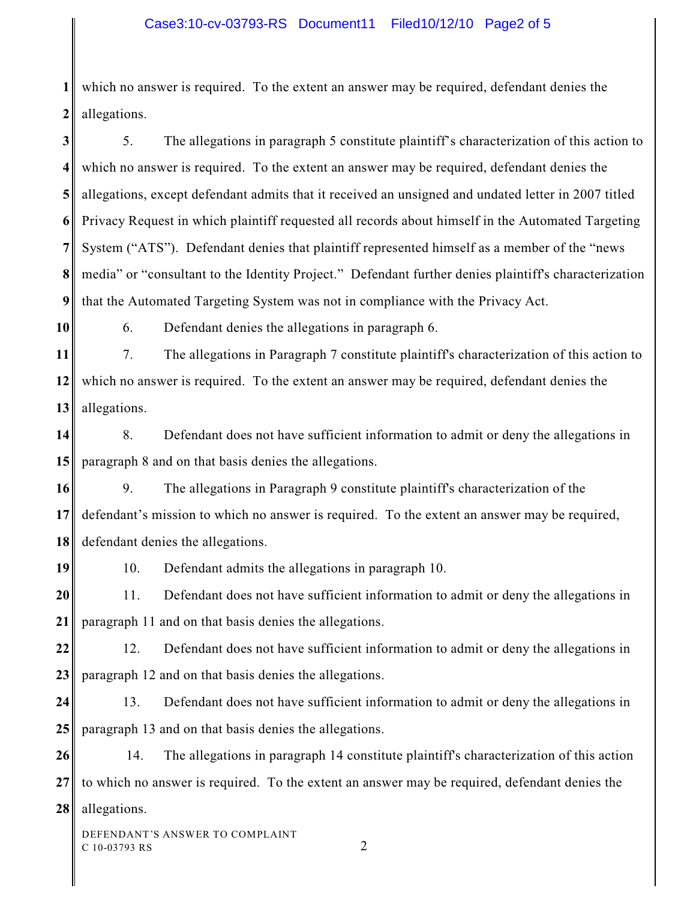which no answer is required. To the extent an answer may be required, defendant denies the allegations.

5. The allegations in paragraph 5 constitute plaintiff's characterization of this action to which no answer is required. To the extent an answer may be required, defendant denies the allegations, except defendant admits that it received an unsigned and undated letter in 2007 titled Privacy Request in which plaintiff requested all records about himself in the Automated Targeting System ("ATS"). Defendant denies that plaintiff represented himself as a member of the "news media" or "consultant to the Identity Project." Defendant further denies plaintiff's characterization that the Automated Targeting System was not in compliance with the Privacy Act.

6. Defendant denies the allegations in paragraph 6.

7. The allegations in Paragraph 7 constitute plaintiff's characterization of this action to which no answer is required. To the extent an answer may be required, defendant denies the allegations.

8. Defendant does not have sufficient information to admit or deny the allegations in paragraph 8 and on that basis denies the allegations.

9. The allegations in Paragraph 9 constitute plaintiff's characterization of the defendant's mission to which no answer is required. To the extent an answer may be required, defendant denies the allegations.

10. Defendant admits the allegations in paragraph 10.

11. Defendant does not have sufficient information to admit or deny the allegations in paragraph 11 and on that basis denies the allegations.

12. Defendant does not have sufficient information to admit or deny the allegations in paragraph 12 and on that basis denies the allegations.

13. Defendant does not have sufficient information to admit or deny the allegations in paragraph 13 and on that basis denies the allegations.

14. The allegations in paragraph 14 constitute plaintiff's characterization of this action to which no answer is required. To the extent an answer may be required, defendant denies the allegations.

DEFENDANT'S ANSWER TO COMPLAINT
C 10-03793 RS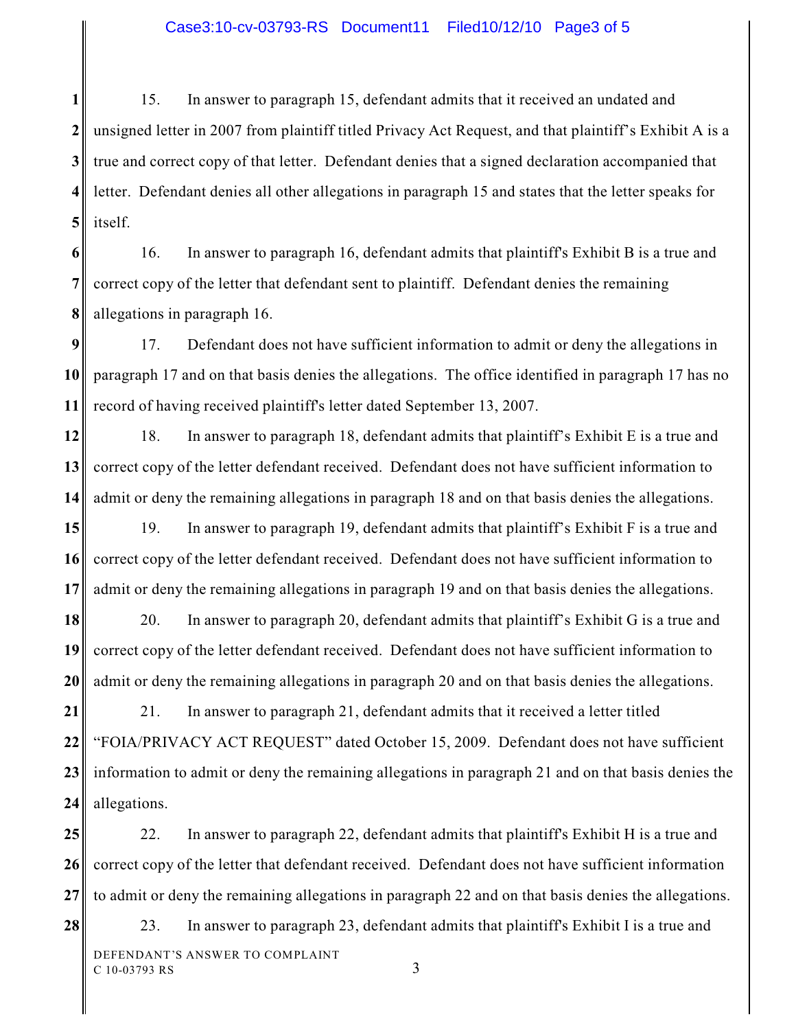15. In answer to paragraph 15, defendant admits that it received an undated and unsigned letter in 2007 from plaintiff titled Privacy Act Request, and that plaintiff's Exhibit A is a true and correct copy of that letter. Defendant denies that a signed declaration accompanied that letter. Defendant denies all other allegations in paragraph 15 and states that the letter speaks for itself.

16. In answer to paragraph 16, defendant admits that plaintiff's Exhibit B is a true and correct copy of the letter that defendant sent to plaintiff. Defendant denies the remaining allegations in paragraph 16.

17. Defendant does not have sufficient information to admit or deny the allegations in paragraph 17 and on that basis denies the allegations. The office identified in paragraph 17 has no record of having received plaintiff's letter dated September 13, 2007.

18. In answer to paragraph 18, defendant admits that plaintiff's Exhibit E is a true and correct copy of the letter defendant received. Defendant does not have sufficient information to admit or deny the remaining allegations in paragraph 18 and on that basis denies the allegations.

19. In answer to paragraph 19, defendant admits that plaintiff's Exhibit F is a true and correct copy of the letter defendant received. Defendant does not have sufficient information to admit or deny the remaining allegations in paragraph 19 and on that basis denies the allegations.

20. In answer to paragraph 20, defendant admits that plaintiff's Exhibit G is a true and correct copy of the letter defendant received. Defendant does not have sufficient information to admit or deny the remaining allegations in paragraph 20 and on that basis denies the allegations.

21. In answer to paragraph 21, defendant admits that it received a letter titled "FOIA/PRIVACY ACT REQUEST" dated October 15, 2009. Defendant does not have sufficient information to admit or deny the remaining allegations in paragraph 21 and on that basis denies the allegations.

22. In answer to paragraph 22, defendant admits that plaintiff's Exhibit H is a true and correct copy of the letter that defendant received. Defendant does not have sufficient information to admit or deny the remaining allegations in paragraph 22 and on that basis denies the allegations.

23. In answer to paragraph 23, defendant admits that plaintiff's Exhibit I is a true and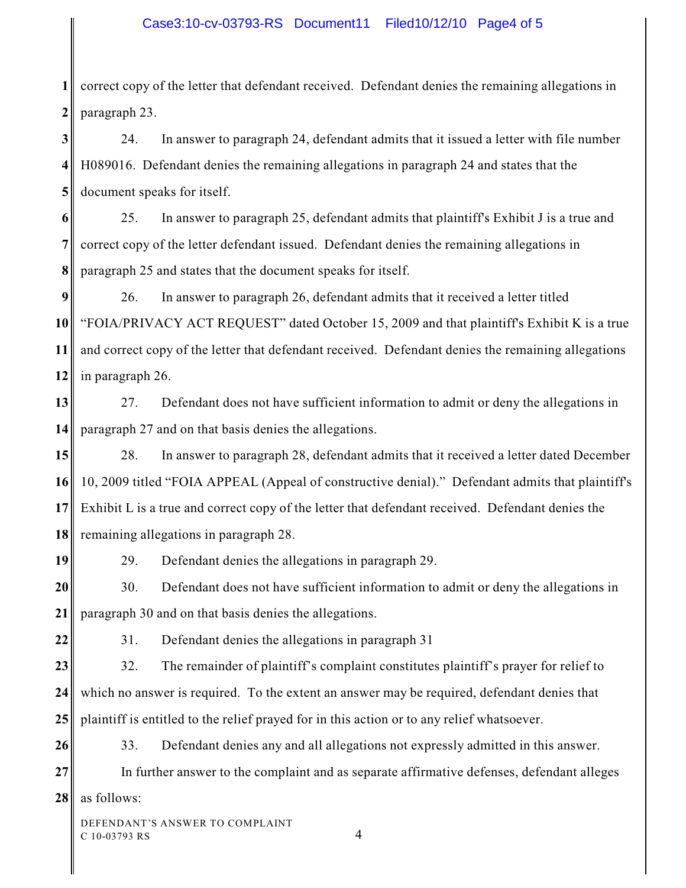correct copy of the letter that defendant received. Defendant denies the remaining allegations in paragraph 23.

24. In answer to paragraph 24, defendant admits that it issued a letter with file number H089016. Defendant denies the remaining allegations in paragraph 24 and states that the document speaks for itself.

25. In answer to paragraph 25, defendant admits that plaintiff's Exhibit J is a true and correct copy of the letter defendant issued. Defendant denies the remaining allegations in paragraph 25 and states that the document speaks for itself.

26. In answer to paragraph 26, defendant admits that it received a letter titled "FOIA/PRIVACY ACT REQUEST" dated October 15, 2009 and that plaintiff's Exhibit K is a true and correct copy of the letter that defendant received. Defendant denies the remaining allegations in paragraph 26.

27. Defendant does not have sufficient information to admit or deny the allegations in paragraph 27 and on that basis denies the allegations.

28. In answer to paragraph 28, defendant admits that it received a letter dated December 10, 2009 titled "FOIA APPEAL (Appeal of constructive denial)." Defendant admits that plaintiff's Exhibit L is a true and correct copy of the letter that defendant received. Defendant denies the remaining allegations in paragraph 28.

29. Defendant denies the allegations in paragraph 29.

30. Defendant does not have sufficient information to admit or deny the allegations in paragraph 30 and on that basis denies the allegations.

31. Defendant denies the allegations in paragraph 31

32. The remainder of plaintiff's complaint constitutes plaintiff's prayer for relief to which no answer is required. To the extent an answer may be required, defendant denies that plaintiff is entitled to the relief prayed for in this action or to any relief whatsoever.

33. Defendant denies any and all allegations not expressly admitted in this answer.

In further answer to the complaint and as separate affirmative defenses, defendant alleges as follows: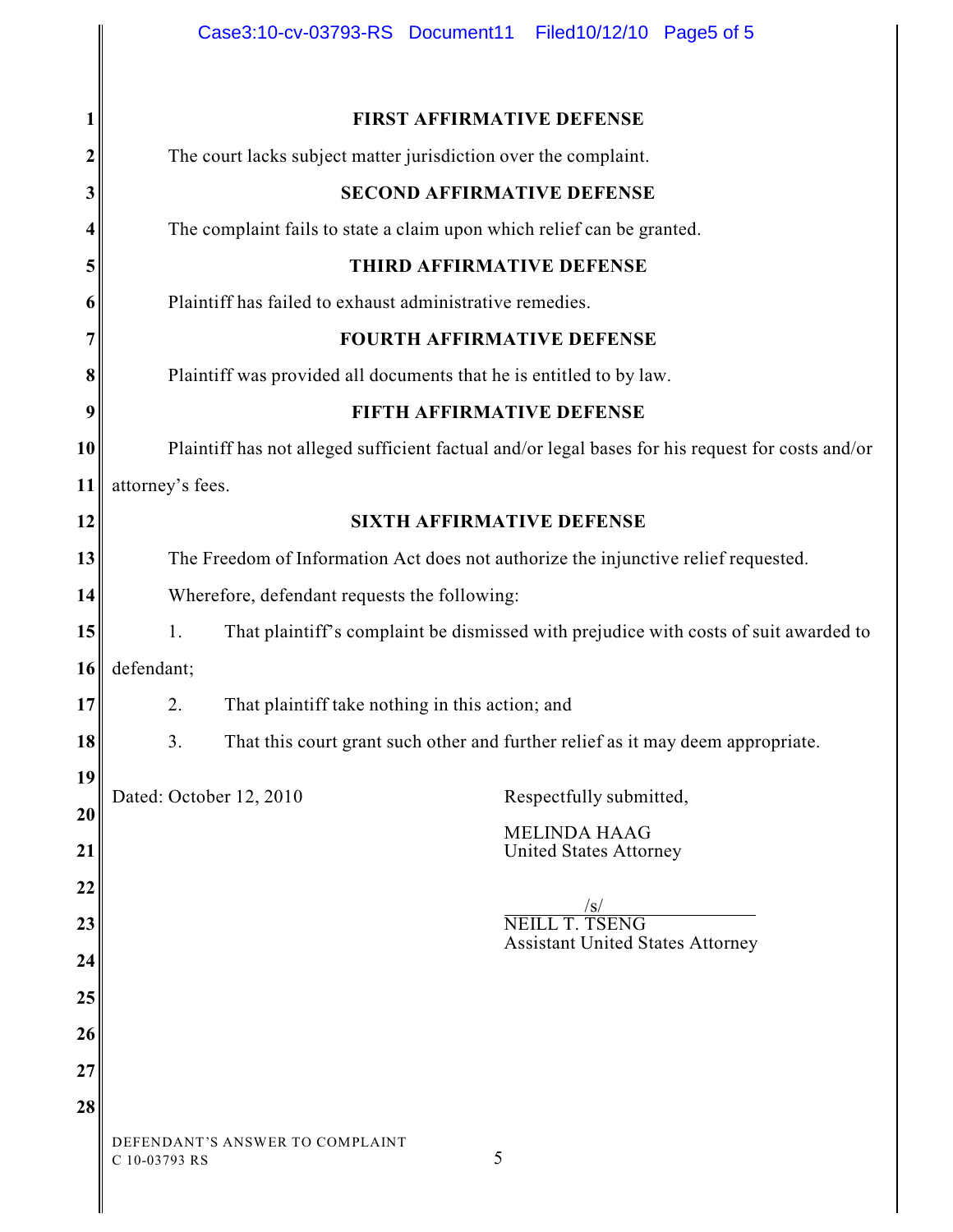**FIRST AFFIRMATIVE DEFENSE**

The court lacks subject matter jurisdiction over the complaint.

**SECOND AFFIRMATIVE DEFENSE**

The complaint fails to state a claim upon which relief can be granted.

**THIRD AFFIRMATIVE DEFENSE**

Plaintiff has failed to exhaust administrative remedies.

**FOURTH AFFIRMATIVE DEFENSE**

Plaintiff was provided all documents that he is entitled to by law.

**FIFTH AFFIRMATIVE DEFENSE**

Plaintiff has not alleged sufficient factual and/or legal bases for his request for costs and/or attorney's fees.

**SIXTH AFFIRMATIVE DEFENSE**

The Freedom of Information Act does not authorize the injunctive relief requested.

Wherefore, defendant requests the following:

1. That plaintiff's complaint be dismissed with prejudice with costs of suit awarded to defendant;
2. That plaintiff take nothing in this action; and
3. That this court grant such other and further relief as it may deem appropriate.

Dated: October 12, 2010

Respectfully submitted,

MELINDA HAAG
United States Attorney

/s/
NEILL T. TSENG
Assistant United States Attorney

DEFENDANT'S ANSWER TO COMPLAINT
C 10-03793 RS